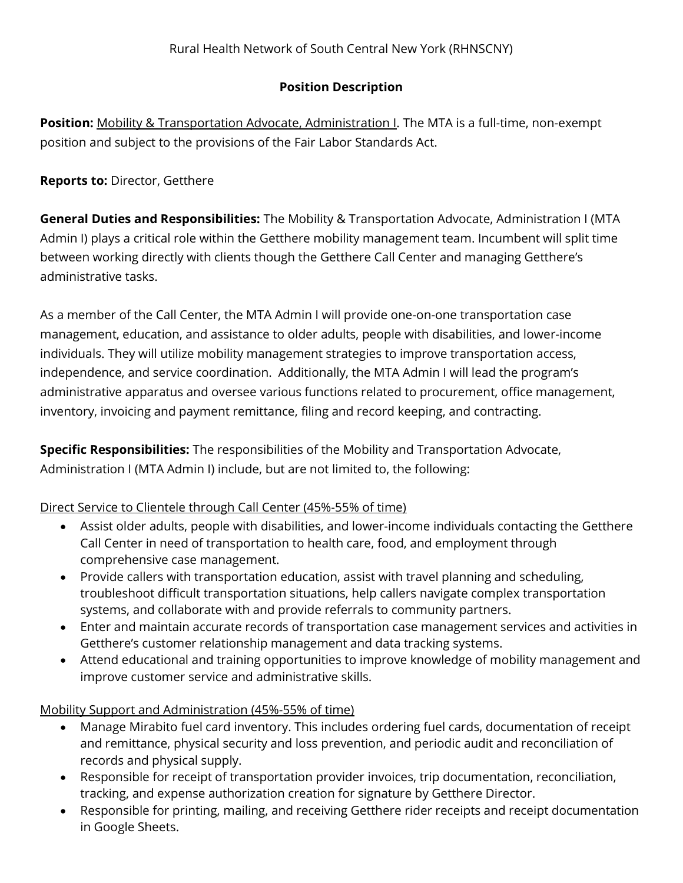Rural Health Network of South Central New York (RHNSCNY)

**Position Description**

**Position:** Mobility & Transportation Advocate, Administration I. The MTA is a full-time, non-exempt position and subject to the provisions of the Fair Labor Standards Act.

**Reports to:** Director, Getthere

**General Duties and Responsibilities:** The Mobility & Transportation Advocate, Administration I (MTA Admin I) plays a critical role within the Getthere mobility management team. Incumbent will split time between working directly with clients though the Getthere Call Center and managing Getthere's administrative tasks.

As a member of the Call Center, the MTA Admin I will provide one-on-one transportation case management, education, and assistance to older adults, people with disabilities, and lower-income individuals. They will utilize mobility management strategies to improve transportation access, independence, and service coordination. Additionally, the MTA Admin I will lead the program's administrative apparatus and oversee various functions related to procurement, office management, inventory, invoicing and payment remittance, filing and record keeping, and contracting.

**Specific Responsibilities:** The responsibilities of the Mobility and Transportation Advocate, Administration I (MTA Admin I) include, but are not limited to, the following:

Direct Service to Clientele through Call Center (45%-55% of time)

- Assist older adults, people with disabilities, and lower-income individuals contacting the Getthere Call Center in need of transportation to health care, food, and employment through comprehensive case management.
- Provide callers with transportation education, assist with travel planning and scheduling, troubleshoot difficult transportation situations, help callers navigate complex transportation systems, and collaborate with and provide referrals to community partners.
- Enter and maintain accurate records of transportation case management services and activities in Getthere's customer relationship management and data tracking systems.
- Attend educational and training opportunities to improve knowledge of mobility management and improve customer service and administrative skills.

Mobility Support and Administration (45%-55% of time)

- Manage Mirabito fuel card inventory. This includes ordering fuel cards, documentation of receipt and remittance, physical security and loss prevention, and periodic audit and reconciliation of records and physical supply.
- Responsible for receipt of transportation provider invoices, trip documentation, reconciliation, tracking, and expense authorization creation for signature by Getthere Director.
- Responsible for printing, mailing, and receiving Getthere rider receipts and receipt documentation in Google Sheets.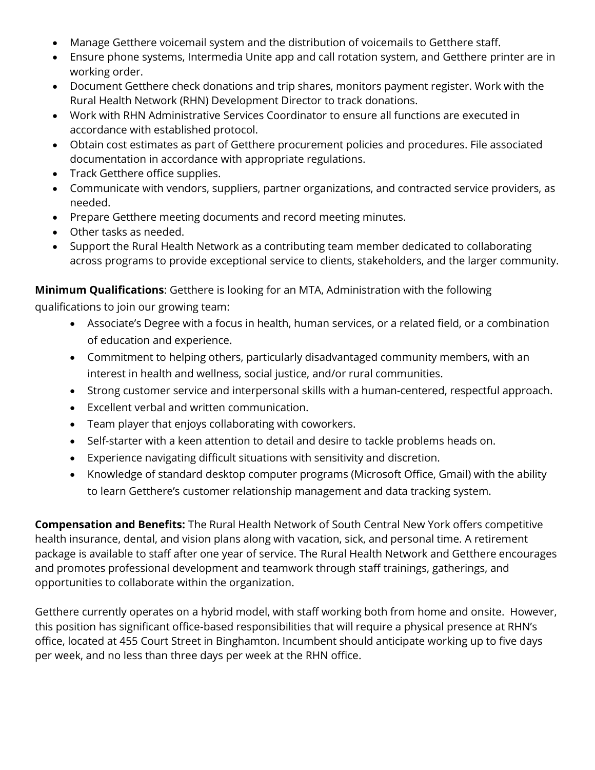- Manage Getthere voicemail system and the distribution of voicemails to Getthere staff.
- Ensure phone systems, Intermedia Unite app and call rotation system, and Getthere printer are in working order.
- Document Getthere check donations and trip shares, monitors payment register. Work with the Rural Health Network (RHN) Development Director to track donations.
- Work with RHN Administrative Services Coordinator to ensure all functions are executed in accordance with established protocol.
- Obtain cost estimates as part of Getthere procurement policies and procedures. File associated documentation in accordance with appropriate regulations.
- Track Getthere office supplies.
- Communicate with vendors, suppliers, partner organizations, and contracted service providers, as needed.
- Prepare Getthere meeting documents and record meeting minutes.
- Other tasks as needed.
- Support the Rural Health Network as a contributing team member dedicated to collaborating across programs to provide exceptional service to clients, stakeholders, and the larger community.

**Minimum Qualifications**: Getthere is looking for an MTA, Administration with the following qualifications to join our growing team:

- Associate's Degree with a focus in health, human services, or a related field, or a combination of education and experience.
- Commitment to helping others, particularly disadvantaged community members, with an interest in health and wellness, social justice, and/or rural communities.
- Strong customer service and interpersonal skills with a human-centered, respectful approach.
- Excellent verbal and written communication.
- Team player that enjoys collaborating with coworkers.
- Self-starter with a keen attention to detail and desire to tackle problems heads on.
- Experience navigating difficult situations with sensitivity and discretion.
- Knowledge of standard desktop computer programs (Microsoft Office, Gmail) with the ability to learn Getthere's customer relationship management and data tracking system.

**Compensation and Benefits:** The Rural Health Network of South Central New York offers competitive health insurance, dental, and vision plans along with vacation, sick, and personal time. A retirement package is available to staff after one year of service. The Rural Health Network and Getthere encourages and promotes professional development and teamwork through staff trainings, gatherings, and opportunities to collaborate within the organization.

Getthere currently operates on a hybrid model, with staff working both from home and onsite. However, this position has significant office-based responsibilities that will require a physical presence at RHN's office, located at 455 Court Street in Binghamton. Incumbent should anticipate working up to five days per week, and no less than three days per week at the RHN office.